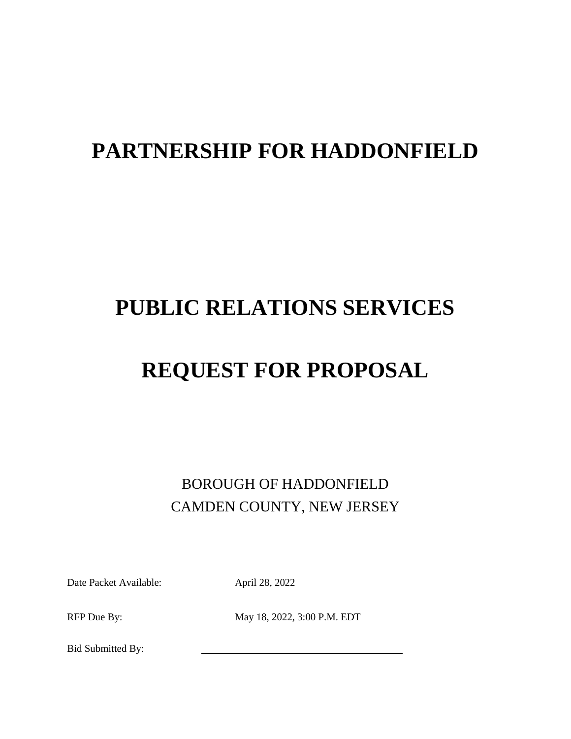# PARTNERSHIP FOR HADDONFIELD

# PUBLIC RELATIONS SERVICES

# REQUEST FOR PROPOSAL

BOROUGH OF HADDONFIELD
CAMDEN COUNTY, NEW JERSEY

Date Packet Available: April 28, 2022

RFP Due By: May 18, 2022, 3:00 P.M. EDT

Bid Submitted By: ______________________________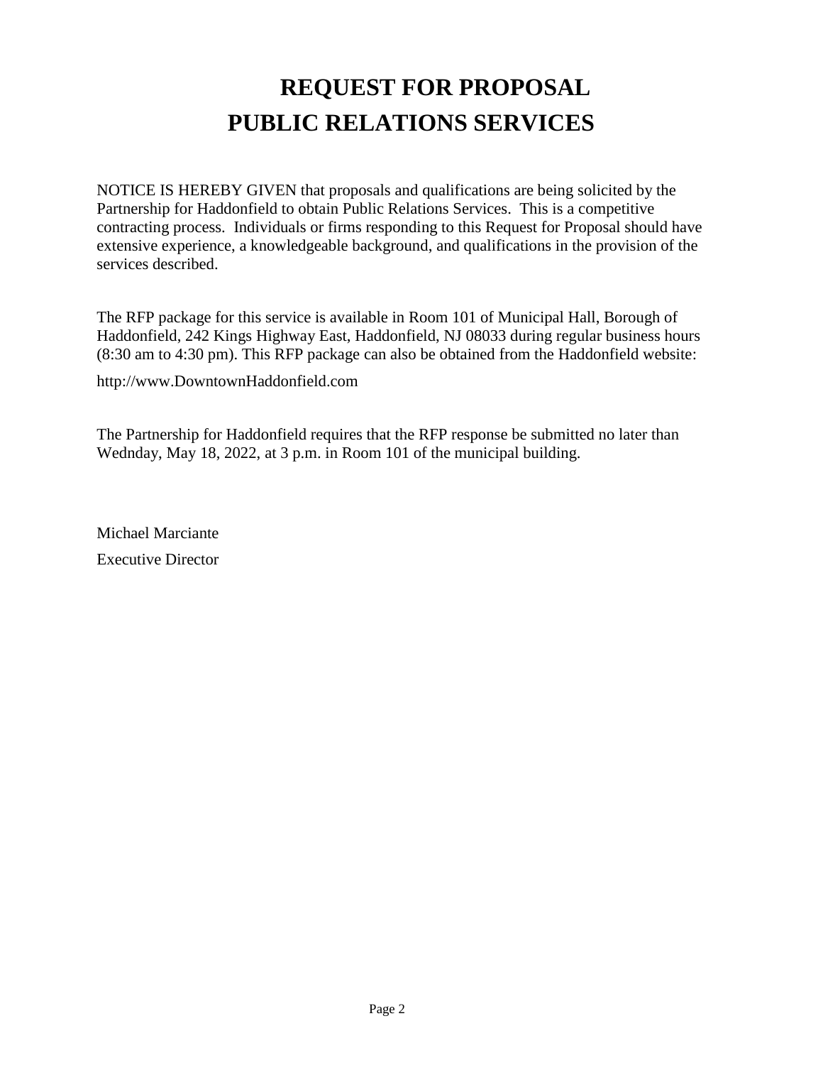# REQUEST FOR PROPOSAL
# PUBLIC RELATIONS SERVICES

NOTICE IS HEREBY GIVEN that proposals and qualifications are being solicited by the Partnership for Haddonfield to obtain Public Relations Services. This is a competitive contracting process. Individuals or firms responding to this Request for Proposal should have extensive experience, a knowledgeable background, and qualifications in the provision of the services described.

The RFP package for this service is available in Room 101 of Municipal Hall, Borough of Haddonfield, 242 Kings Highway East, Haddonfield, NJ 08033 during regular business hours (8:30 am to 4:30 pm). This RFP package can also be obtained from the Haddonfield website:

http://www.DowntownHaddonfield.com

The Partnership for Haddonfield requires that the RFP response be submitted no later than Wednday, May 18, 2022, at 3 p.m. in Room 101 of the municipal building.

Michael Marciante

Executive Director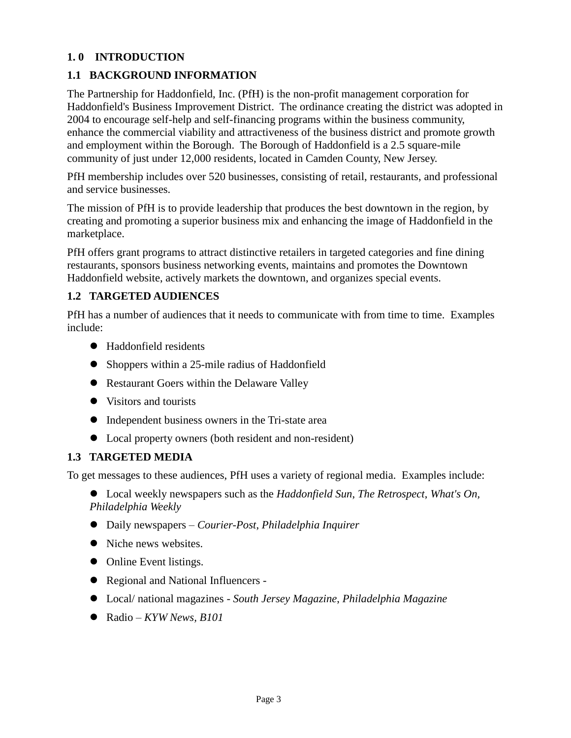## 1. 0 INTRODUCTION

### 1.1 BACKGROUND INFORMATION

The Partnership for Haddonfield, Inc. (PfH) is the non-profit management corporation for Haddonfield's Business Improvement District. The ordinance creating the district was adopted in 2004 to encourage self-help and self-financing programs within the business community, enhance the commercial viability and attractiveness of the business district and promote growth and employment within the Borough. The Borough of Haddonfield is a 2.5 square-mile community of just under 12,000 residents, located in Camden County, New Jersey.

PfH membership includes over 520 businesses, consisting of retail, restaurants, and professional and service businesses.

The mission of PfH is to provide leadership that produces the best downtown in the region, by creating and promoting a superior business mix and enhancing the image of Haddonfield in the marketplace.

PfH offers grant programs to attract distinctive retailers in targeted categories and fine dining restaurants, sponsors business networking events, maintains and promotes the Downtown Haddonfield website, actively markets the downtown, and organizes special events.

### 1.2 TARGETED AUDIENCES

PfH has a number of audiences that it needs to communicate with from time to time. Examples include:

- Haddonfield residents
- Shoppers within a 25-mile radius of Haddonfield
- Restaurant Goers within the Delaware Valley
- Visitors and tourists
- Independent business owners in the Tri-state area
- Local property owners (both resident and non-resident)

### 1.3 TARGETED MEDIA

To get messages to these audiences, PfH uses a variety of regional media. Examples include:

- Local weekly newspapers such as the *Haddonfield Sun*, *The Retrospect*, *What's On, Philadelphia Weekly*
- Daily newspapers – *Courier-Post*, *Philadelphia Inquirer*
- Niche news websites.
- Online Event listings.
- Regional and National Influencers -
- Local/ national magazines - *South Jersey Magazine*, *Philadelphia Magazine*
- Radio – *KYW News, B101*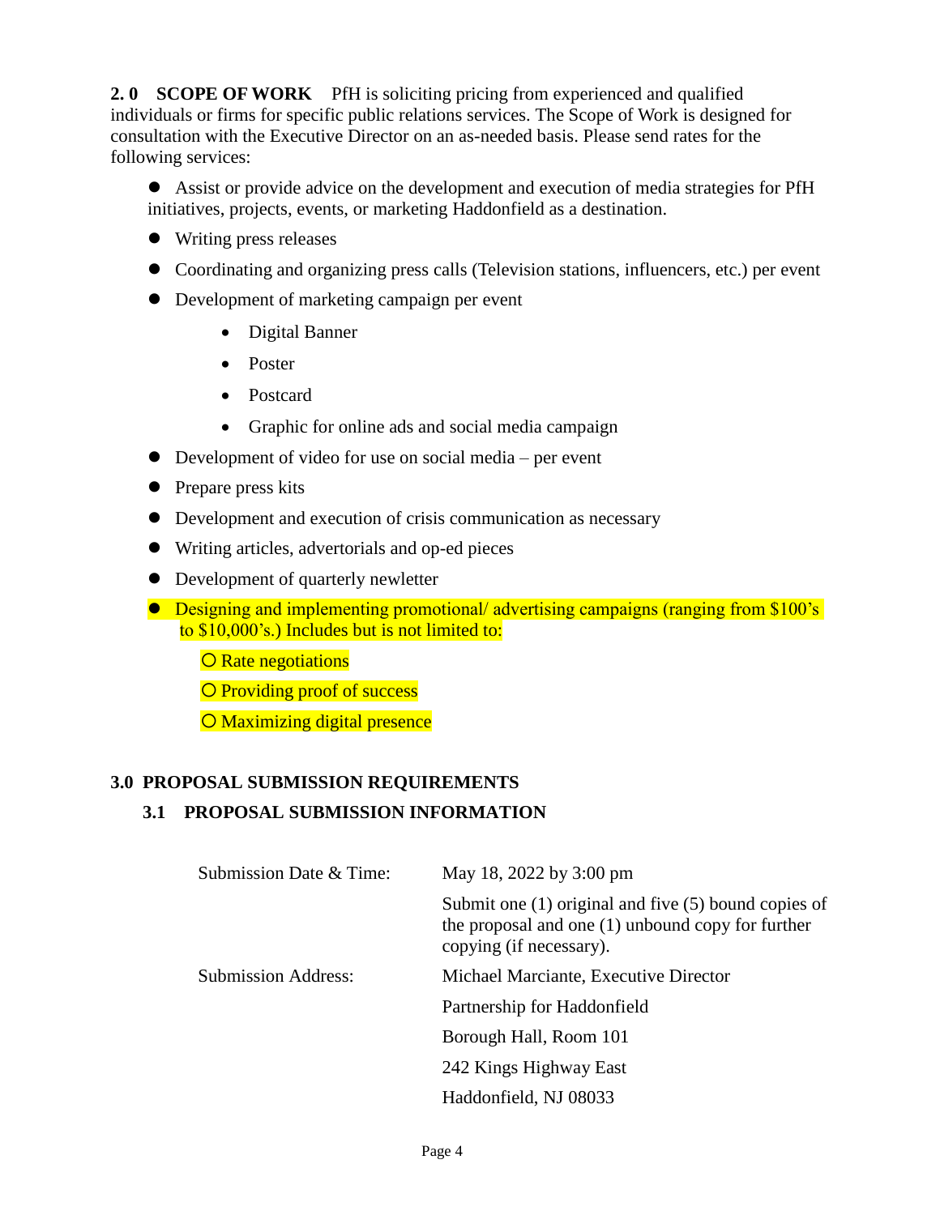**2. 0 SCOPE OF WORK** PfH is soliciting pricing from experienced and qualified individuals or firms for specific public relations services. The Scope of Work is designed for consultation with the Executive Director on an as-needed basis. Please send rates for the following services:

- Assist or provide advice on the development and execution of media strategies for PfH initiatives, projects, events, or marketing Haddonfield as a destination.
- Writing press releases
- Coordinating and organizing press calls (Television stations, influencers, etc.) per event
- Development of marketing campaign per event
    - Digital Banner
    - Poster
    - Postcard
    - Graphic for online ads and social media campaign
- Development of video for use on social media – per event
- Prepare press kits
- Development and execution of crisis communication as necessary
- Writing articles, advertorials and op-ed pieces
- Development of quarterly newletter
- Designing and implementing promotional/ advertising campaigns (ranging from $100's to $10,000's.) Includes but is not limited to:
    - Rate negotiations
    - Providing proof of success
    - Maximizing digital presence

## 3.0 PROPOSAL SUBMISSION REQUIREMENTS

### 3.1 PROPOSAL SUBMISSION INFORMATION

| | |
|---|---|
| Submission Date & Time: | May 18, 2022 by 3:00 pm |
| | Submit one (1) original and five (5) bound copies of the proposal and one (1) unbound copy for further copying (if necessary). |
| Submission Address: | Michael Marciante, Executive Director<br>Partnership for Haddonfield<br>Borough Hall, Room 101<br>242 Kings Highway East<br>Haddonfield, NJ 08033 |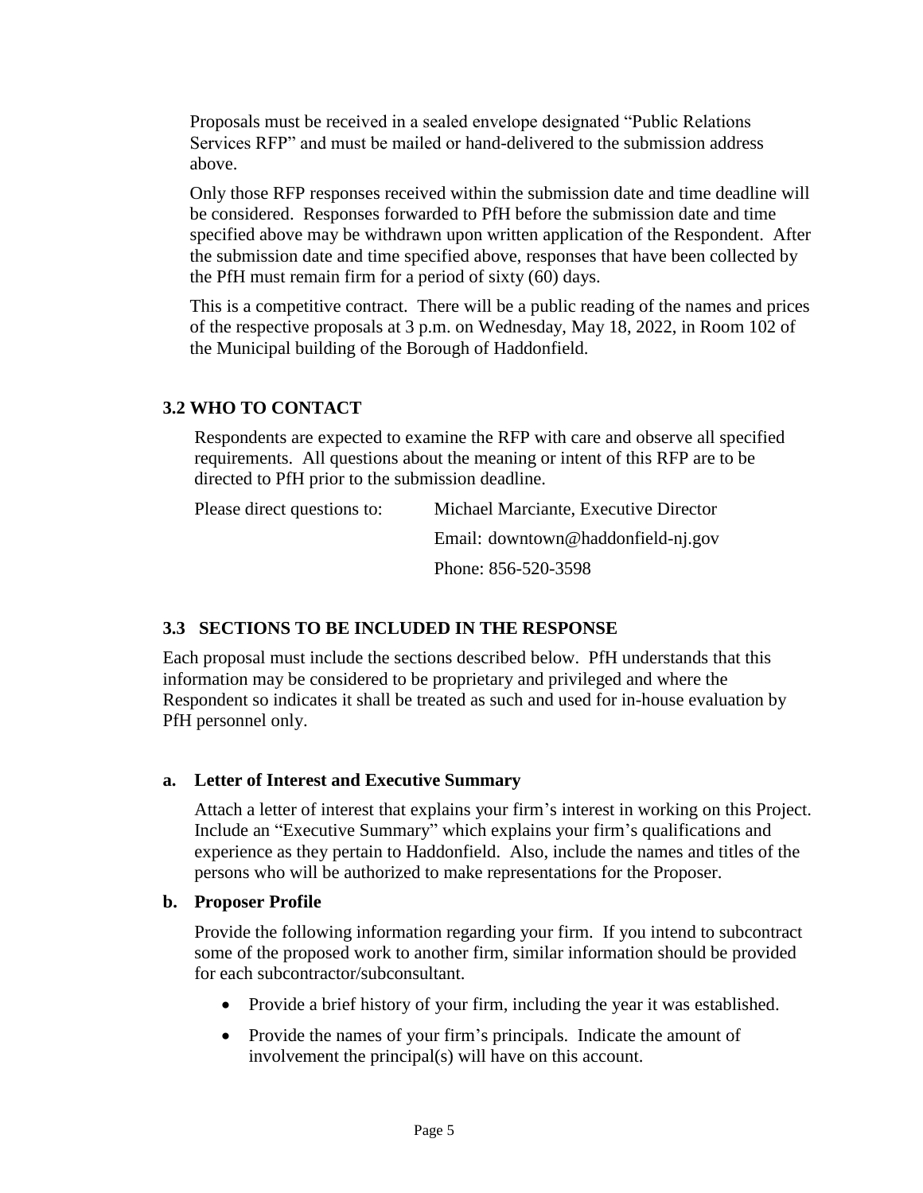Proposals must be received in a sealed envelope designated "Public Relations Services RFP" and must be mailed or hand-delivered to the submission address above.

Only those RFP responses received within the submission date and time deadline will be considered. Responses forwarded to PfH before the submission date and time specified above may be withdrawn upon written application of the Respondent. After the submission date and time specified above, responses that have been collected by the PfH must remain firm for a period of sixty (60) days.

This is a competitive contract. There will be a public reading of the names and prices of the respective proposals at 3 p.m. on Wednesday, May 18, 2022, in Room 102 of the Municipal building of the Borough of Haddonfield.

### 3.2 WHO TO CONTACT

Respondents are expected to examine the RFP with care and observe all specified requirements. All questions about the meaning or intent of this RFP are to be directed to PfH prior to the submission deadline.

| | |
|---|---|
| Please direct questions to: | Michael Marciante, Executive Director |
| | Email: downtown@haddonfield-nj.gov |
| | Phone: 856-520-3598 |

### 3.3 SECTIONS TO BE INCLUDED IN THE RESPONSE

Each proposal must include the sections described below. PfH understands that this information may be considered to be proprietary and privileged and where the Respondent so indicates it shall be treated as such and used for in-house evaluation by PfH personnel only.

#### a. Letter of Interest and Executive Summary

Attach a letter of interest that explains your firm's interest in working on this Project. Include an "Executive Summary" which explains your firm's qualifications and experience as they pertain to Haddonfield. Also, include the names and titles of the persons who will be authorized to make representations for the Proposer.

#### b. Proposer Profile

Provide the following information regarding your firm. If you intend to subcontract some of the proposed work to another firm, similar information should be provided for each subcontractor/subconsultant.

- Provide a brief history of your firm, including the year it was established.
- Provide the names of your firm's principals. Indicate the amount of involvement the principal(s) will have on this account.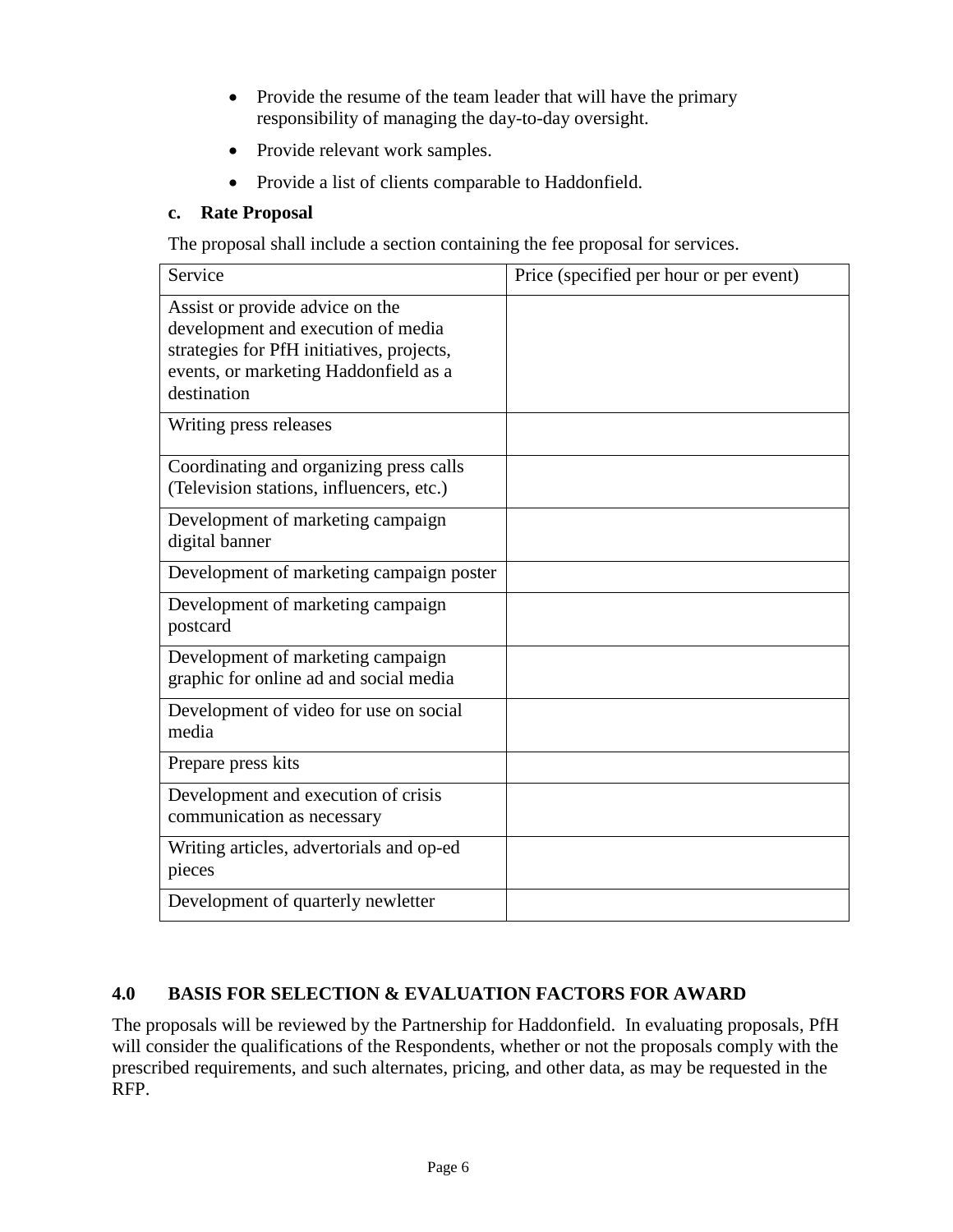- Provide the resume of the team leader that will have the primary responsibility of managing the day-to-day oversight.
- Provide relevant work samples.
- Provide a list of clients comparable to Haddonfield.

**c. Rate Proposal**

The proposal shall include a section containing the fee proposal for services.

| Service | Price (specified per hour or per event) |
|---|---|
| Assist or provide advice on the development and execution of media strategies for PfH initiatives, projects, events, or marketing Haddonfield as a destination | |
| Writing press releases | |
| Coordinating and organizing press calls (Television stations, influencers, etc.) | |
| Development of marketing campaign digital banner | |
| Development of marketing campaign poster | |
| Development of marketing campaign postcard | |
| Development of marketing campaign graphic for online ad and social media | |
| Development of video for use on social media | |
| Prepare press kits | |
| Development and execution of crisis communication as necessary | |
| Writing articles, advertorials and op-ed pieces | |
| Development of quarterly newletter | |

## 4.0 BASIS FOR SELECTION & EVALUATION FACTORS FOR AWARD

The proposals will be reviewed by the Partnership for Haddonfield. In evaluating proposals, PfH will consider the qualifications of the Respondents, whether or not the proposals comply with the prescribed requirements, and such alternates, pricing, and other data, as may be requested in the RFP.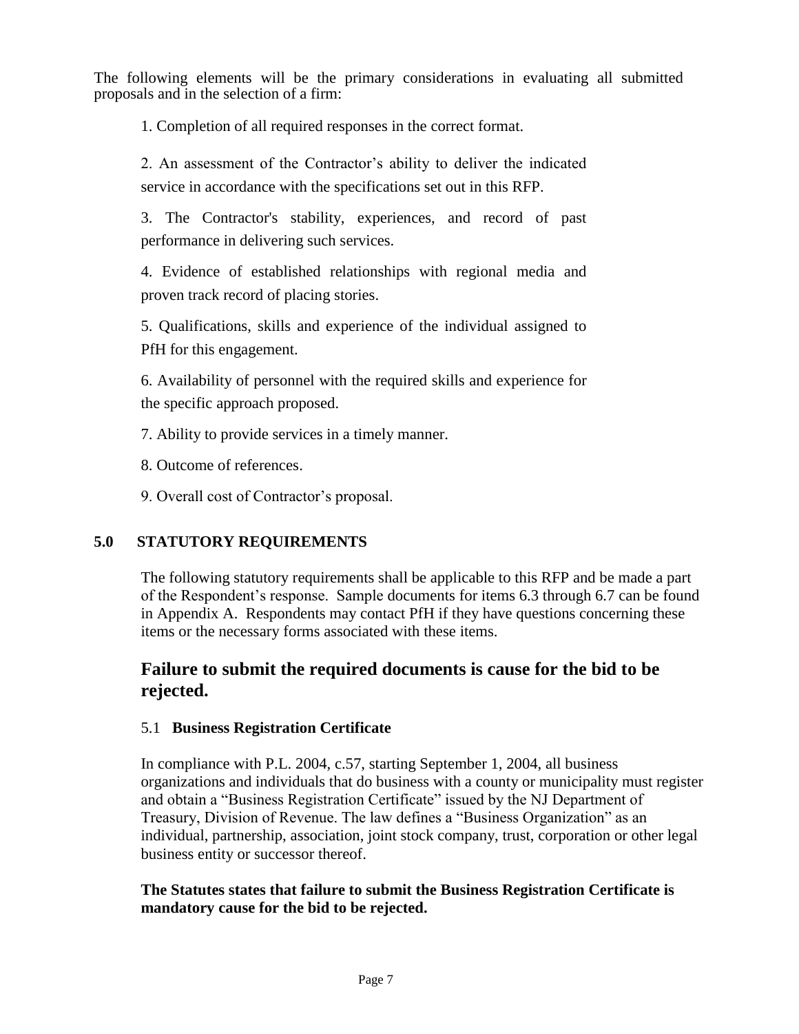The following elements will be the primary considerations in evaluating all submitted proposals and in the selection of a firm:

1. Completion of all required responses in the correct format.

2. An assessment of the Contractor's ability to deliver the indicated service in accordance with the specifications set out in this RFP.

3. The Contractor's stability, experiences, and record of past performance in delivering such services.

4. Evidence of established relationships with regional media and proven track record of placing stories.

5. Qualifications, skills and experience of the individual assigned to PfH for this engagement.

6. Availability of personnel with the required skills and experience for the specific approach proposed.

7. Ability to provide services in a timely manner.

8. Outcome of references.

9. Overall cost of Contractor's proposal.

## 5.0 STATUTORY REQUIREMENTS

The following statutory requirements shall be applicable to this RFP and be made a part of the Respondent's response. Sample documents for items 6.3 through 6.7 can be found in Appendix A. Respondents may contact PfH if they have questions concerning these items or the necessary forms associated with these items.

## Failure to submit the required documents is cause for the bid to be rejected.

### 5.1 Business Registration Certificate

In compliance with P.L. 2004, c.57, starting September 1, 2004, all business organizations and individuals that do business with a county or municipality must register and obtain a "Business Registration Certificate" issued by the NJ Department of Treasury, Division of Revenue. The law defines a "Business Organization" as an individual, partnership, association, joint stock company, trust, corporation or other legal business entity or successor thereof.

**The Statutes states that failure to submit the Business Registration Certificate is mandatory cause for the bid to be rejected.**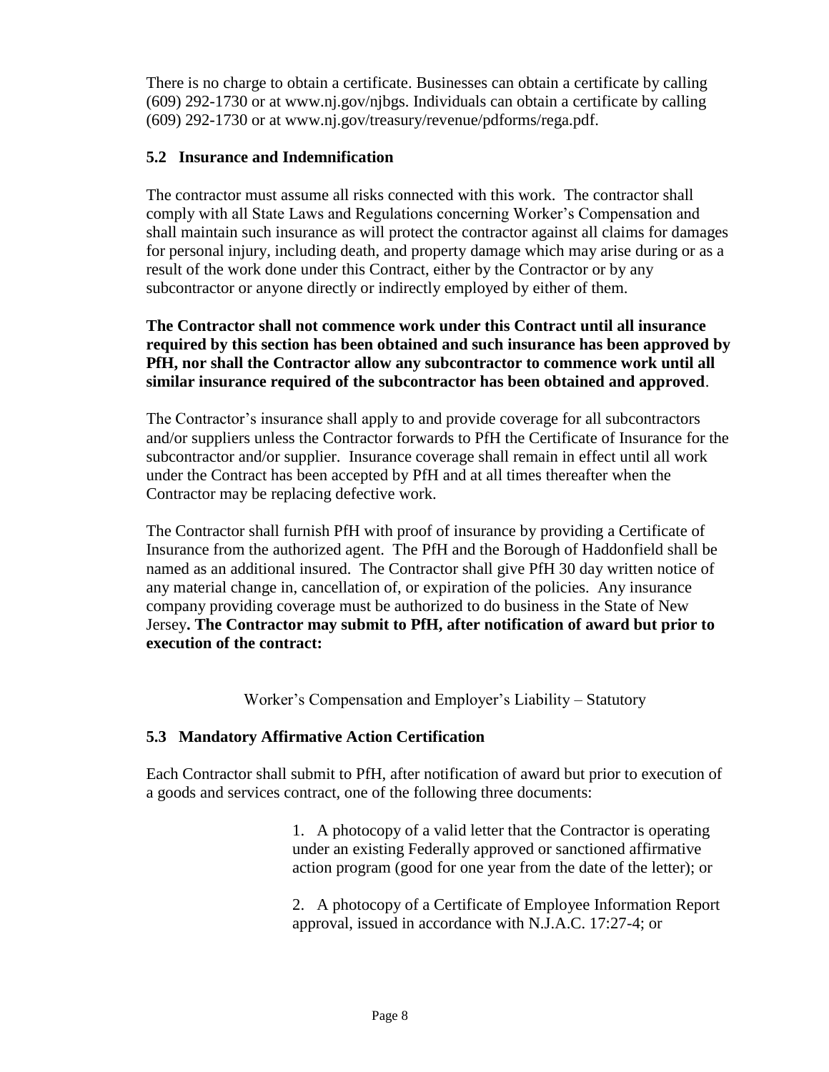There is no charge to obtain a certificate. Businesses can obtain a certificate by calling (609) 292-1730 or at www.nj.gov/njbgs. Individuals can obtain a certificate by calling (609) 292-1730 or at www.nj.gov/treasury/revenue/pdforms/rega.pdf.

### 5.2 Insurance and Indemnification

The contractor must assume all risks connected with this work. The contractor shall comply with all State Laws and Regulations concerning Worker's Compensation and shall maintain such insurance as will protect the contractor against all claims for damages for personal injury, including death, and property damage which may arise during or as a result of the work done under this Contract, either by the Contractor or by any subcontractor or anyone directly or indirectly employed by either of them.

**The Contractor shall not commence work under this Contract until all insurance required by this section has been obtained and such insurance has been approved by PfH, nor shall the Contractor allow any subcontractor to commence work until all similar insurance required of the subcontractor has been obtained and approved**.

The Contractor's insurance shall apply to and provide coverage for all subcontractors and/or suppliers unless the Contractor forwards to PfH the Certificate of Insurance for the subcontractor and/or supplier. Insurance coverage shall remain in effect until all work under the Contract has been accepted by PfH and at all times thereafter when the Contractor may be replacing defective work.

The Contractor shall furnish PfH with proof of insurance by providing a Certificate of Insurance from the authorized agent. The PfH and the Borough of Haddonfield shall be named as an additional insured. The Contractor shall give PfH 30 day written notice of any material change in, cancellation of, or expiration of the policies. Any insurance company providing coverage must be authorized to do business in the State of New Jersey**. The Contractor may submit to PfH, after notification of award but prior to execution of the contract:**

Worker's Compensation and Employer's Liability – Statutory

### 5.3 Mandatory Affirmative Action Certification

Each Contractor shall submit to PfH, after notification of award but prior to execution of a goods and services contract, one of the following three documents:

1. A photocopy of a valid letter that the Contractor is operating under an existing Federally approved or sanctioned affirmative action program (good for one year from the date of the letter); or

2. A photocopy of a Certificate of Employee Information Report approval, issued in accordance with N.J.A.C. 17:27-4; or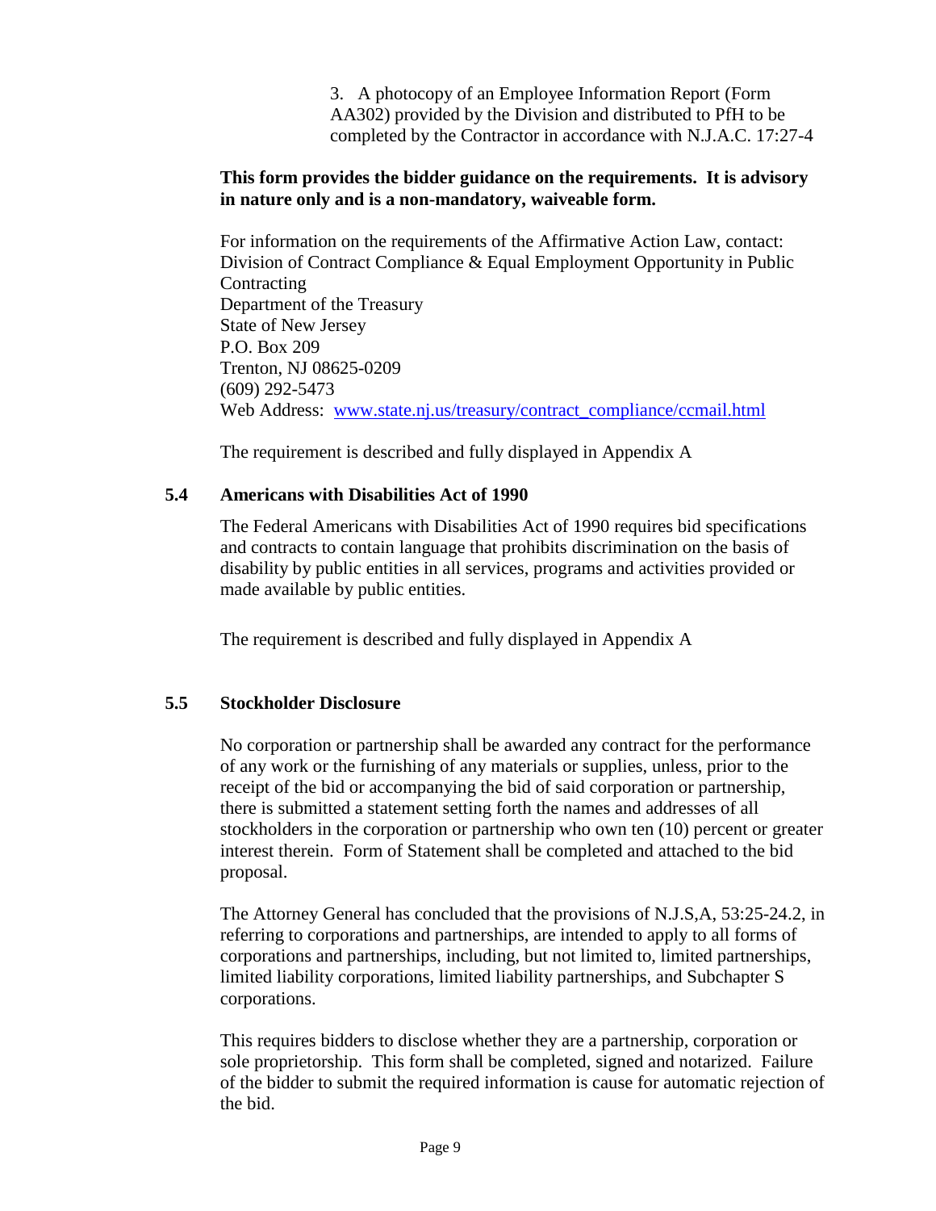3. A photocopy of an Employee Information Report (Form AA302) provided by the Division and distributed to PfH to be completed by the Contractor in accordance with N.J.A.C. 17:27-4

**This form provides the bidder guidance on the requirements. It is advisory in nature only and is a non-mandatory, waiveable form.**

For information on the requirements of the Affirmative Action Law, contact:
Division of Contract Compliance & Equal Employment Opportunity in Public Contracting
Department of the Treasury
State of New Jersey
P.O. Box 209
Trenton, NJ 08625-0209
(609) 292-5473
Web Address: [www.state.nj.us/treasury/contract_compliance/ccmail.html](www.state.nj.us/treasury/contract_compliance/ccmail.html)

The requirement is described and fully displayed in Appendix A

### 5.4 Americans with Disabilities Act of 1990

The Federal Americans with Disabilities Act of 1990 requires bid specifications and contracts to contain language that prohibits discrimination on the basis of disability by public entities in all services, programs and activities provided or made available by public entities.

The requirement is described and fully displayed in Appendix A

### 5.5 Stockholder Disclosure

No corporation or partnership shall be awarded any contract for the performance of any work or the furnishing of any materials or supplies, unless, prior to the receipt of the bid or accompanying the bid of said corporation or partnership, there is submitted a statement setting forth the names and addresses of all stockholders in the corporation or partnership who own ten (10) percent or greater interest therein. Form of Statement shall be completed and attached to the bid proposal.

The Attorney General has concluded that the provisions of N.J.S,A, 53:25-24.2, in referring to corporations and partnerships, are intended to apply to all forms of corporations and partnerships, including, but not limited to, limited partnerships, limited liability corporations, limited liability partnerships, and Subchapter S corporations.

This requires bidders to disclose whether they are a partnership, corporation or sole proprietorship. This form shall be completed, signed and notarized. Failure of the bidder to submit the required information is cause for automatic rejection of the bid.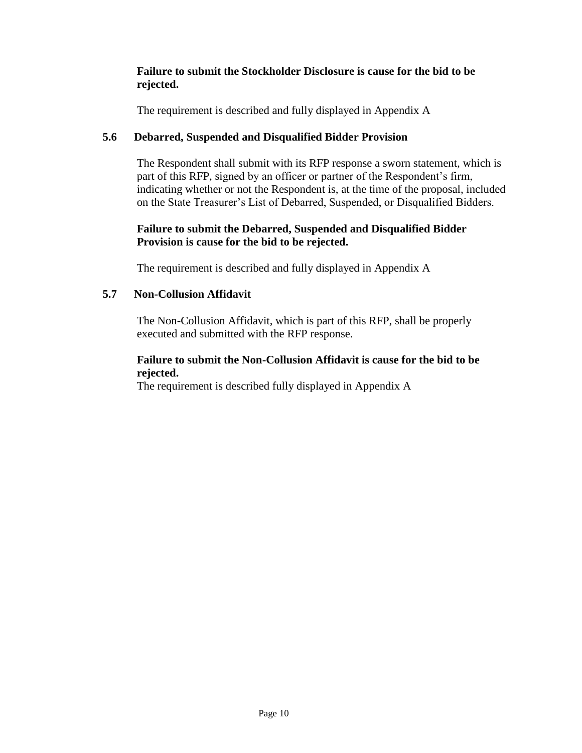**Failure to submit the Stockholder Disclosure is cause for the bid to be rejected.**

The requirement is described and fully displayed in Appendix A

### 5.6 Debarred, Suspended and Disqualified Bidder Provision

The Respondent shall submit with its RFP response a sworn statement, which is part of this RFP, signed by an officer or partner of the Respondent's firm, indicating whether or not the Respondent is, at the time of the proposal, included on the State Treasurer's List of Debarred, Suspended, or Disqualified Bidders.

**Failure to submit the Debarred, Suspended and Disqualified Bidder Provision is cause for the bid to be rejected.**

The requirement is described and fully displayed in Appendix A

### 5.7 Non-Collusion Affidavit

The Non-Collusion Affidavit, which is part of this RFP, shall be properly executed and submitted with the RFP response.

**Failure to submit the Non-Collusion Affidavit is cause for the bid to be rejected.**
The requirement is described fully displayed in Appendix A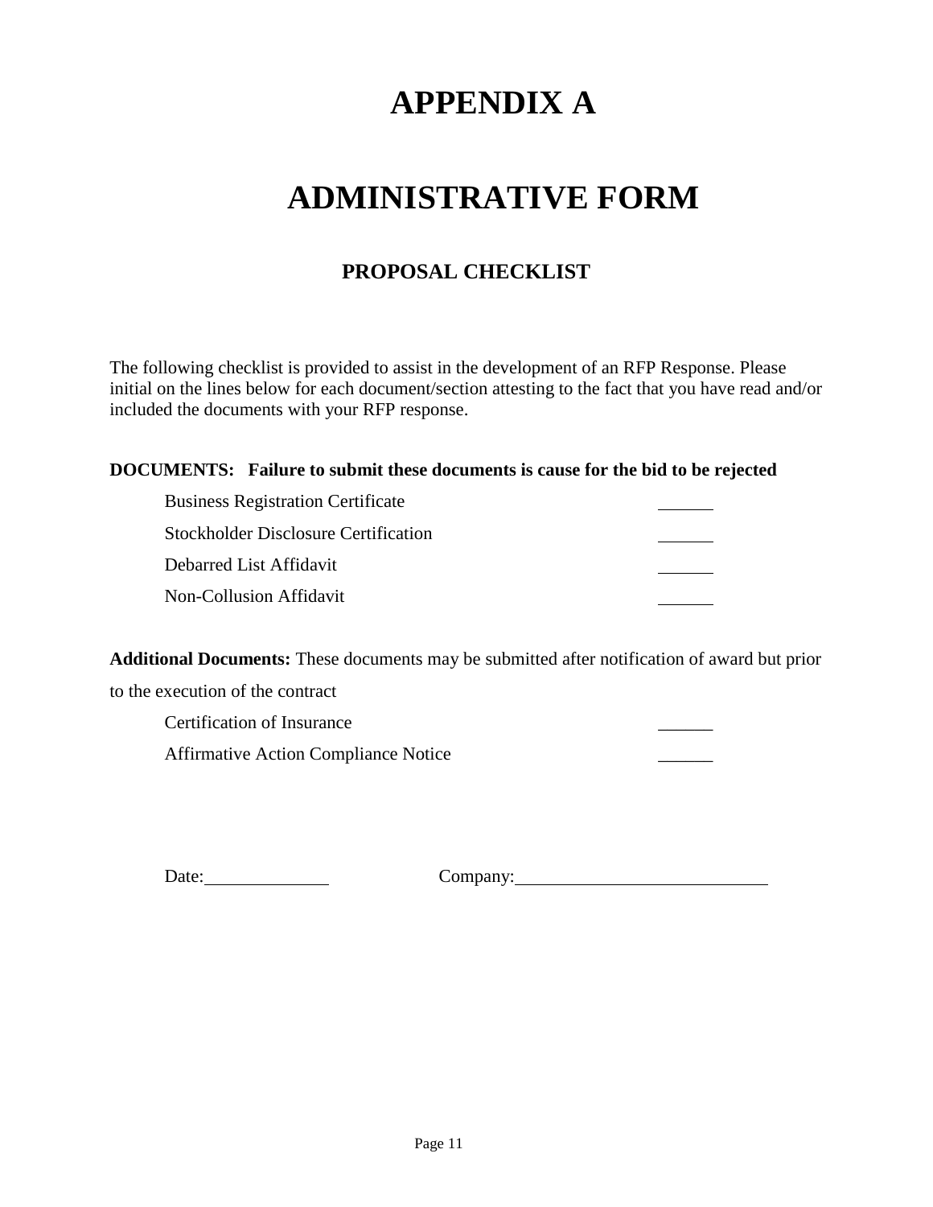# APPENDIX A

# ADMINISTRATIVE FORM

### PROPOSAL CHECKLIST

The following checklist is provided to assist in the development of an RFP Response. Please initial on the lines below for each document/section attesting to the fact that you have read and/or included the documents with your RFP response.

**DOCUMENTS: Failure to submit these documents is cause for the bid to be rejected**

Business Registration Certificate ______

Stockholder Disclosure Certification ______

Debarred List Affidavit ______

Non-Collusion Affidavit ______

**Additional Documents:** These documents may be submitted after notification of award but prior to the execution of the contract

Certification of Insurance ______

Affirmative Action Compliance Notice ______

Date:______________ Company:____________________________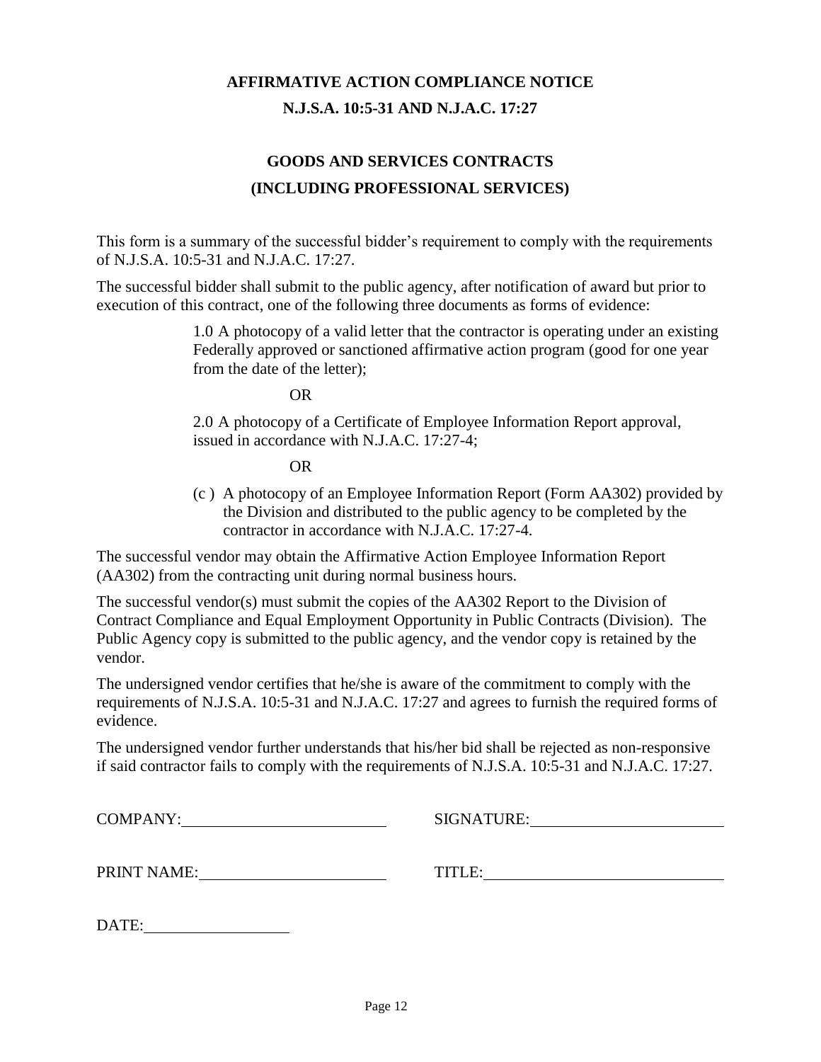# AFFIRMATIVE ACTION COMPLIANCE NOTICE

## N.J.S.A. 10:5-31 AND N.J.A.C. 17:27

## GOODS AND SERVICES CONTRACTS

## (INCLUDING PROFESSIONAL SERVICES)

This form is a summary of the successful bidder's requirement to comply with the requirements of N.J.S.A. 10:5-31 and N.J.A.C. 17:27.

The successful bidder shall submit to the public agency, after notification of award but prior to execution of this contract, one of the following three documents as forms of evidence:

> 1.0 A photocopy of a valid letter that the contractor is operating under an existing Federally approved or sanctioned affirmative action program (good for one year from the date of the letter);
>
> OR
>
> 2.0 A photocopy of a Certificate of Employee Information Report approval, issued in accordance with N.J.A.C. 17:27-4;
>
> OR
>
> (c ) A photocopy of an Employee Information Report (Form AA302) provided by the Division and distributed to the public agency to be completed by the contractor in accordance with N.J.A.C. 17:27-4.

The successful vendor may obtain the Affirmative Action Employee Information Report (AA302) from the contracting unit during normal business hours.

The successful vendor(s) must submit the copies of the AA302 Report to the Division of Contract Compliance and Equal Employment Opportunity in Public Contracts (Division). The Public Agency copy is submitted to the public agency, and the vendor copy is retained by the vendor.

The undersigned vendor certifies that he/she is aware of the commitment to comply with the requirements of N.J.S.A. 10:5-31 and N.J.A.C. 17:27 and agrees to furnish the required forms of evidence.

The undersigned vendor further understands that his/her bid shall be rejected as non-responsive if said contractor fails to comply with the requirements of N.J.S.A. 10:5-31 and N.J.A.C. 17:27.

COMPANY: ______________________ SIGNATURE: ______________________

PRINT NAME: ______________________ TITLE: ______________________

DATE: ________________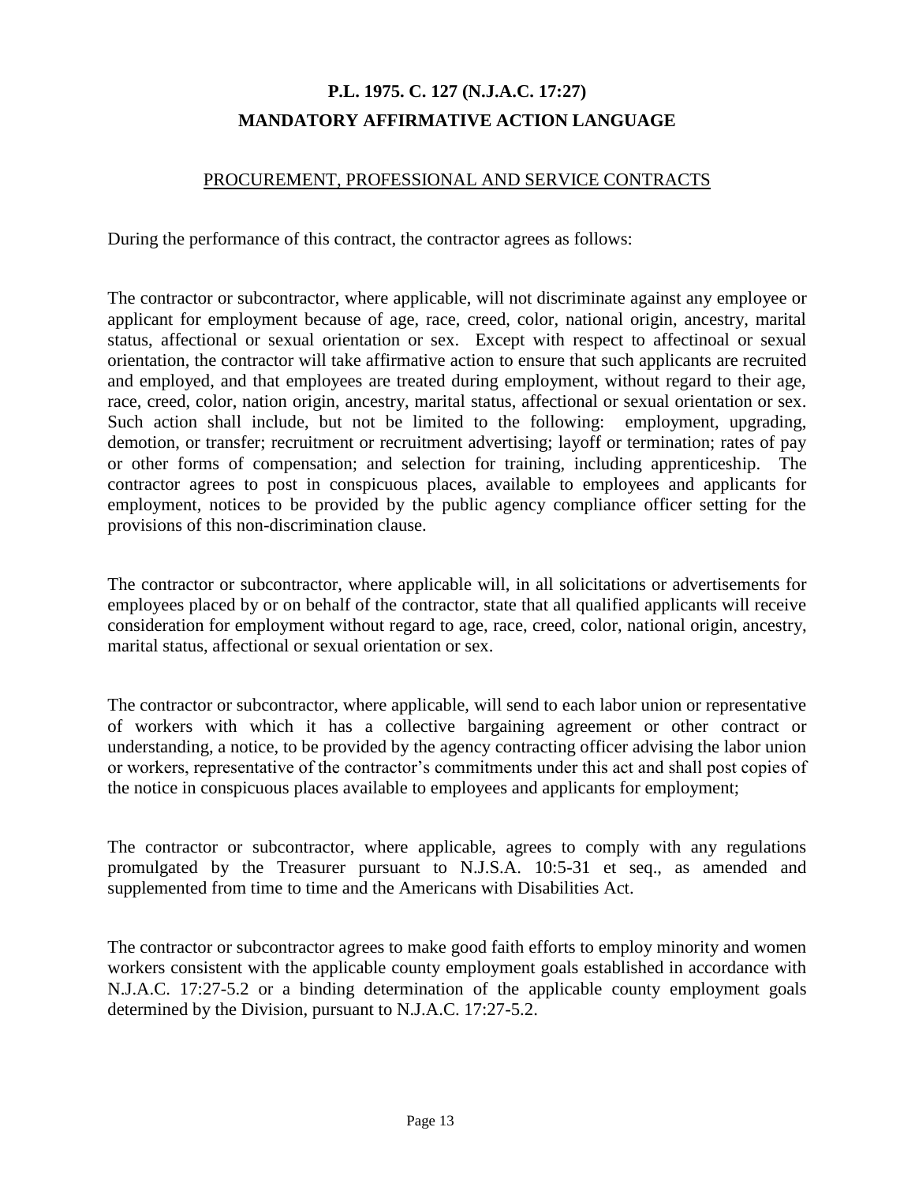# P.L. 1975. C. 127 (N.J.A.C. 17:27)
# MANDATORY AFFIRMATIVE ACTION LANGUAGE

## PROCUREMENT, PROFESSIONAL AND SERVICE CONTRACTS

During the performance of this contract, the contractor agrees as follows:

The contractor or subcontractor, where applicable, will not discriminate against any employee or applicant for employment because of age, race, creed, color, national origin, ancestry, marital status, affectional or sexual orientation or sex. Except with respect to affectinoal or sexual orientation, the contractor will take affirmative action to ensure that such applicants are recruited and employed, and that employees are treated during employment, without regard to their age, race, creed, color, nation origin, ancestry, marital status, affectional or sexual orientation or sex. Such action shall include, but not be limited to the following: employment, upgrading, demotion, or transfer; recruitment or recruitment advertising; layoff or termination; rates of pay or other forms of compensation; and selection for training, including apprenticeship. The contractor agrees to post in conspicuous places, available to employees and applicants for employment, notices to be provided by the public agency compliance officer setting for the provisions of this non-discrimination clause.

The contractor or subcontractor, where applicable will, in all solicitations or advertisements for employees placed by or on behalf of the contractor, state that all qualified applicants will receive consideration for employment without regard to age, race, creed, color, national origin, ancestry, marital status, affectional or sexual orientation or sex.

The contractor or subcontractor, where applicable, will send to each labor union or representative of workers with which it has a collective bargaining agreement or other contract or understanding, a notice, to be provided by the agency contracting officer advising the labor union or workers, representative of the contractor's commitments under this act and shall post copies of the notice in conspicuous places available to employees and applicants for employment;

The contractor or subcontractor, where applicable, agrees to comply with any regulations promulgated by the Treasurer pursuant to N.J.S.A. 10:5-31 et seq., as amended and supplemented from time to time and the Americans with Disabilities Act.

The contractor or subcontractor agrees to make good faith efforts to employ minority and women workers consistent with the applicable county employment goals established in accordance with N.J.A.C. 17:27-5.2 or a binding determination of the applicable county employment goals determined by the Division, pursuant to N.J.A.C. 17:27-5.2.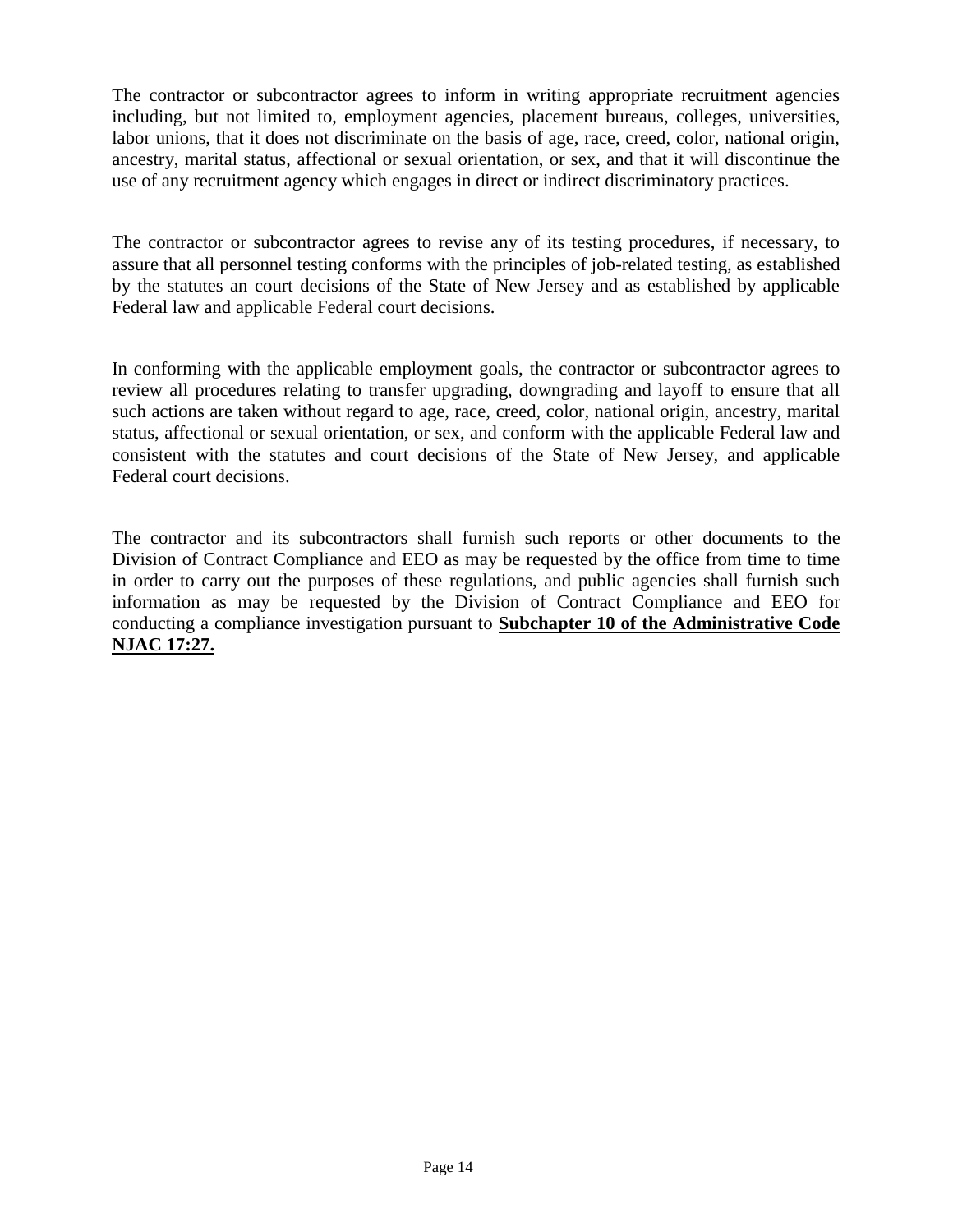The contractor or subcontractor agrees to inform in writing appropriate recruitment agencies including, but not limited to, employment agencies, placement bureaus, colleges, universities, labor unions, that it does not discriminate on the basis of age, race, creed, color, national origin, ancestry, marital status, affectional or sexual orientation, or sex, and that it will discontinue the use of any recruitment agency which engages in direct or indirect discriminatory practices.

The contractor or subcontractor agrees to revise any of its testing procedures, if necessary, to assure that all personnel testing conforms with the principles of job-related testing, as established by the statutes an court decisions of the State of New Jersey and as established by applicable Federal law and applicable Federal court decisions.

In conforming with the applicable employment goals, the contractor or subcontractor agrees to review all procedures relating to transfer upgrading, downgrading and layoff to ensure that all such actions are taken without regard to age, race, creed, color, national origin, ancestry, marital status, affectional or sexual orientation, or sex, and conform with the applicable Federal law and consistent with the statutes and court decisions of the State of New Jersey, and applicable Federal court decisions.

The contractor and its subcontractors shall furnish such reports or other documents to the Division of Contract Compliance and EEO as may be requested by the office from time to time in order to carry out the purposes of these regulations, and public agencies shall furnish such information as may be requested by the Division of Contract Compliance and EEO for conducting a compliance investigation pursuant to **Subchapter 10 of the Administrative Code NJAC 17:27.**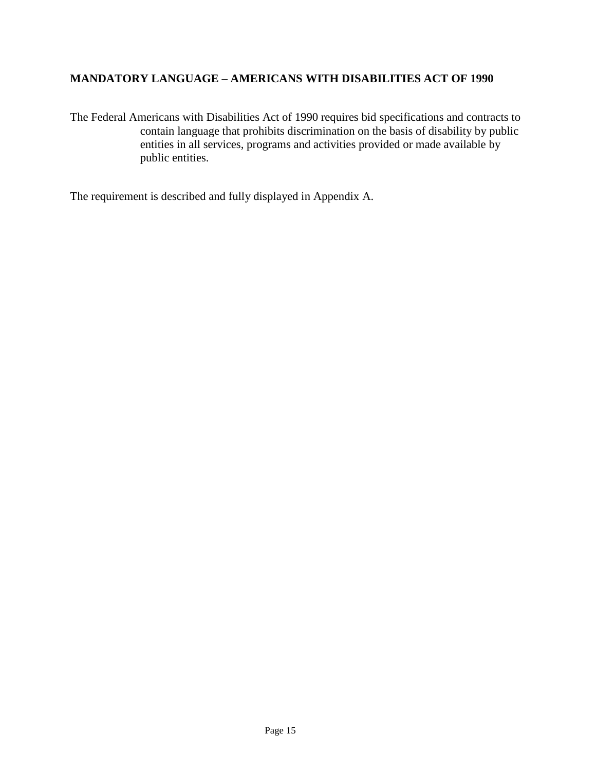## MANDATORY LANGUAGE – AMERICANS WITH DISABILITIES ACT OF 1990

The Federal Americans with Disabilities Act of 1990 requires bid specifications and contracts to contain language that prohibits discrimination on the basis of disability by public entities in all services, programs and activities provided or made available by public entities.

The requirement is described and fully displayed in Appendix A.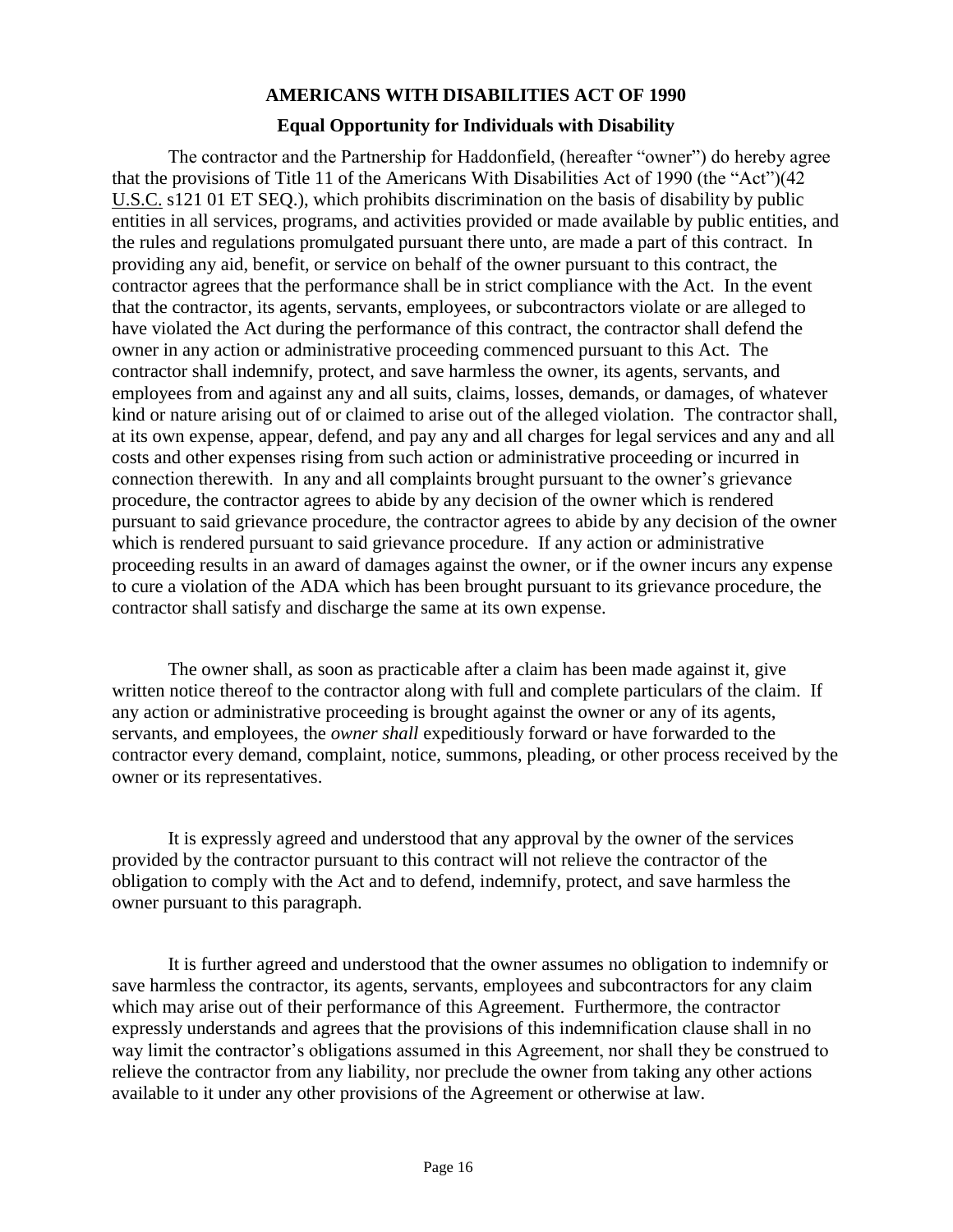## AMERICANS WITH DISABILITIES ACT OF 1990

### Equal Opportunity for Individuals with Disability

The contractor and the Partnership for Haddonfield, (hereafter "owner") do hereby agree that the provisions of Title 11 of the Americans With Disabilities Act of 1990 (the "Act")(42 U.S.C. s121 01 ET SEQ.), which prohibits discrimination on the basis of disability by public entities in all services, programs, and activities provided or made available by public entities, and the rules and regulations promulgated pursuant there unto, are made a part of this contract. In providing any aid, benefit, or service on behalf of the owner pursuant to this contract, the contractor agrees that the performance shall be in strict compliance with the Act. In the event that the contractor, its agents, servants, employees, or subcontractors violate or are alleged to have violated the Act during the performance of this contract, the contractor shall defend the owner in any action or administrative proceeding commenced pursuant to this Act. The contractor shall indemnify, protect, and save harmless the owner, its agents, servants, and employees from and against any and all suits, claims, losses, demands, or damages, of whatever kind or nature arising out of or claimed to arise out of the alleged violation. The contractor shall, at its own expense, appear, defend, and pay any and all charges for legal services and any and all costs and other expenses rising from such action or administrative proceeding or incurred in connection therewith. In any and all complaints brought pursuant to the owner's grievance procedure, the contractor agrees to abide by any decision of the owner which is rendered pursuant to said grievance procedure, the contractor agrees to abide by any decision of the owner which is rendered pursuant to said grievance procedure. If any action or administrative proceeding results in an award of damages against the owner, or if the owner incurs any expense to cure a violation of the ADA which has been brought pursuant to its grievance procedure, the contractor shall satisfy and discharge the same at its own expense.

The owner shall, as soon as practicable after a claim has been made against it, give written notice thereof to the contractor along with full and complete particulars of the claim. If any action or administrative proceeding is brought against the owner or any of its agents, servants, and employees, the *owner shall* expeditiously forward or have forwarded to the contractor every demand, complaint, notice, summons, pleading, or other process received by the owner or its representatives.

It is expressly agreed and understood that any approval by the owner of the services provided by the contractor pursuant to this contract will not relieve the contractor of the obligation to comply with the Act and to defend, indemnify, protect, and save harmless the owner pursuant to this paragraph.

It is further agreed and understood that the owner assumes no obligation to indemnify or save harmless the contractor, its agents, servants, employees and subcontractors for any claim which may arise out of their performance of this Agreement. Furthermore, the contractor expressly understands and agrees that the provisions of this indemnification clause shall in no way limit the contractor's obligations assumed in this Agreement, nor shall they be construed to relieve the contractor from any liability, nor preclude the owner from taking any other actions available to it under any other provisions of the Agreement or otherwise at law.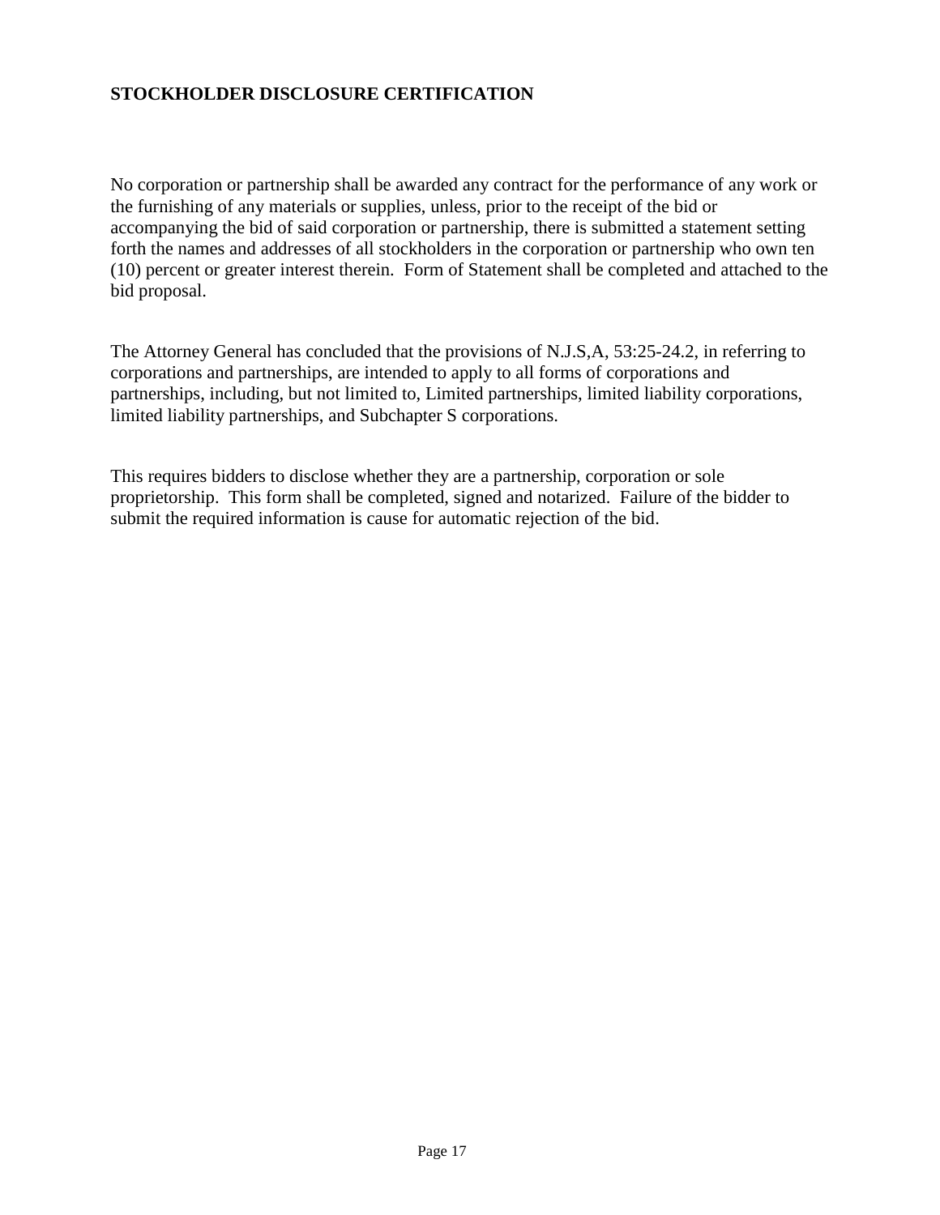**STOCKHOLDER DISCLOSURE CERTIFICATION**

No corporation or partnership shall be awarded any contract for the performance of any work or the furnishing of any materials or supplies, unless, prior to the receipt of the bid or accompanying the bid of said corporation or partnership, there is submitted a statement setting forth the names and addresses of all stockholders in the corporation or partnership who own ten (10) percent or greater interest therein. Form of Statement shall be completed and attached to the bid proposal.

The Attorney General has concluded that the provisions of N.J.S,A, 53:25-24.2, in referring to corporations and partnerships, are intended to apply to all forms of corporations and partnerships, including, but not limited to, Limited partnerships, limited liability corporations, limited liability partnerships, and Subchapter S corporations.

This requires bidders to disclose whether they are a partnership, corporation or sole proprietorship. This form shall be completed, signed and notarized. Failure of the bidder to submit the required information is cause for automatic rejection of the bid.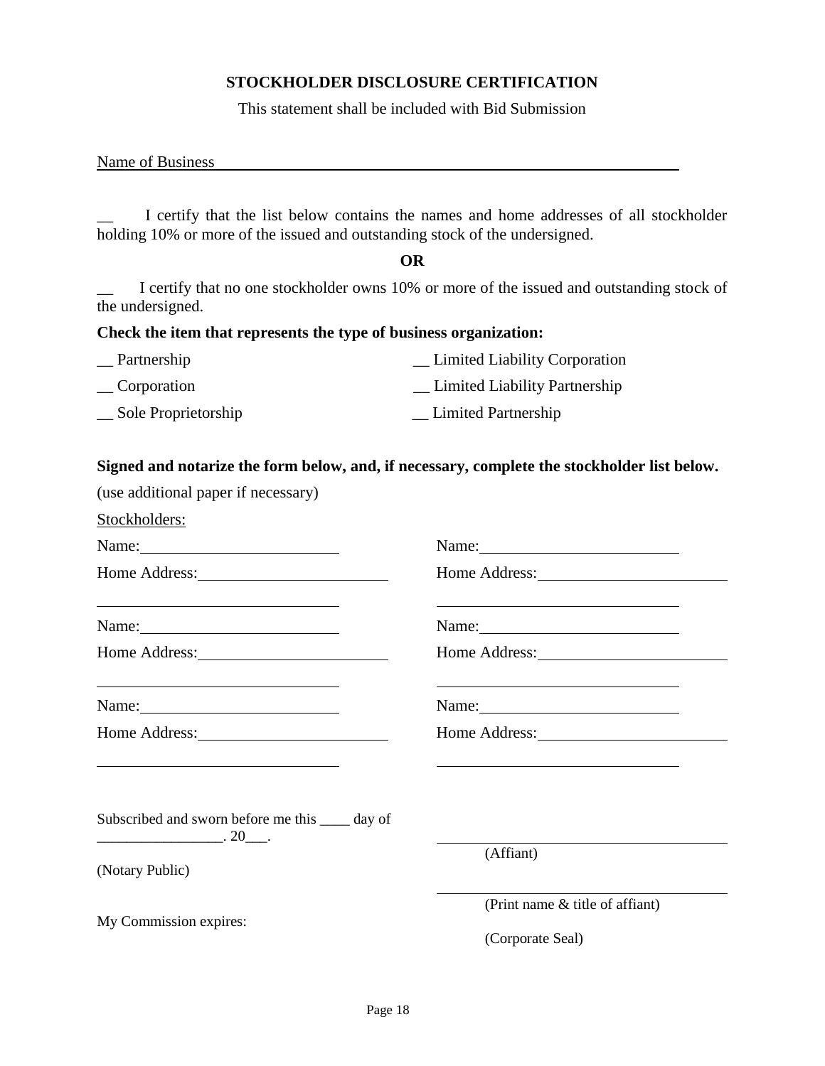**STOCKHOLDER DISCLOSURE CERTIFICATION**

This statement shall be included with Bid Submission

Name of Business ____________________________________________

__ I certify that the list below contains the names and home addresses of all stockholder holding 10% or more of the issued and outstanding stock of the undersigned.

**OR**

__ I certify that no one stockholder owns 10% or more of the issued and outstanding stock of the undersigned.

**Check the item that represents the type of business organization:**

__ Partnership

__ Limited Liability Corporation

__ Corporation

__ Limited Liability Partnership

__ Sole Proprietorship

__ Limited Partnership

**Signed and notarize the form below, and, if necessary, complete the stockholder list below.**

(use additional paper if necessary)

Stockholders:

Name: ____________________________

Home Address: ____________________________

____________________________

Name: ____________________________

Home Address: ____________________________

____________________________

Name: ____________________________

Home Address: ____________________________

____________________________

Name: ____________________________

Home Address: ____________________________

____________________________

Name: ____________________________

Home Address: ____________________________

____________________________

Name: ____________________________

Home Address: ____________________________

____________________________

Subscribed and sworn before me this ____ day of _________________. 20___.

(Notary Public)

My Commission expires:

____________________________

(Affiant)

____________________________

(Print name & title of affiant)

(Corporate Seal)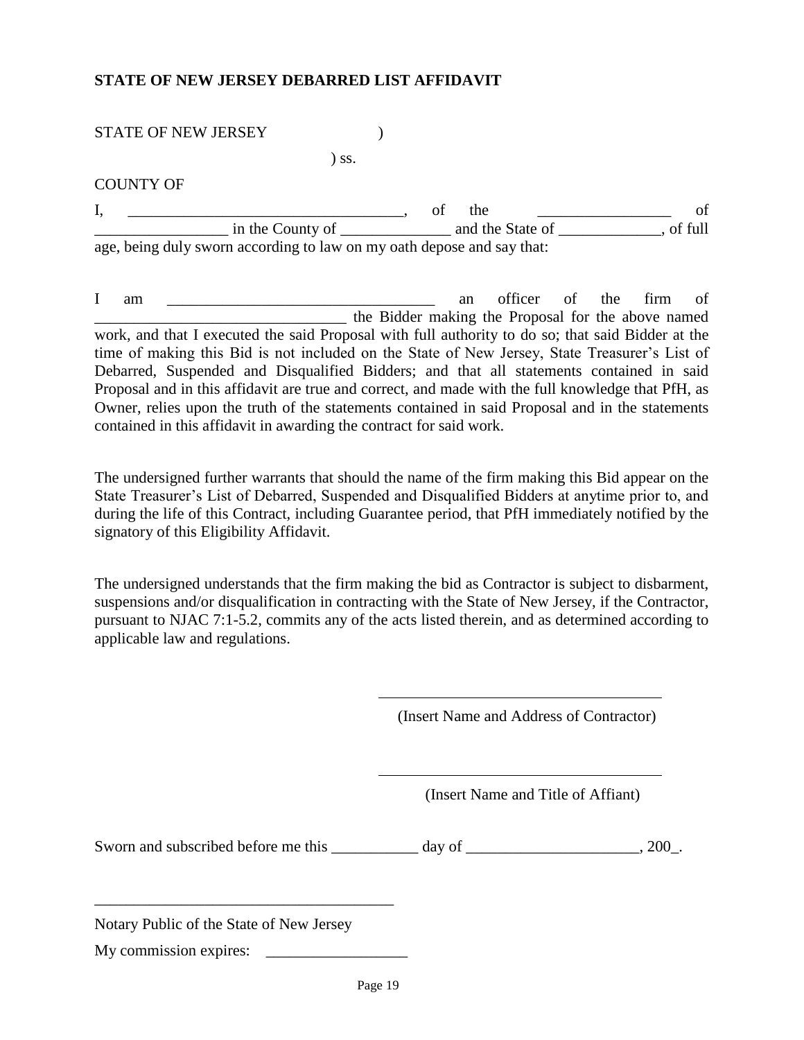**STATE OF NEW JERSEY DEBARRED LIST AFFIDAVIT**

STATE OF NEW JERSEY )

) ss.

COUNTY OF

I, ___________________________________, of the _________________ of _________________ in the County of ______________ and the State of _____________, of full age, being duly sworn according to law on my oath depose and say that:

I am __________________________________ an officer of the firm of ________________________________ the Bidder making the Proposal for the above named work, and that I executed the said Proposal with full authority to do so; that said Bidder at the time of making this Bid is not included on the State of New Jersey, State Treasurer's List of Debarred, Suspended and Disqualified Bidders; and that all statements contained in said Proposal and in this affidavit are true and correct, and made with the full knowledge that PfH, as Owner, relies upon the truth of the statements contained in said Proposal and in the statements contained in this affidavit in awarding the contract for said work.

The undersigned further warrants that should the name of the firm making this Bid appear on the State Treasurer's List of Debarred, Suspended and Disqualified Bidders at anytime prior to, and during the life of this Contract, including Guarantee period, that PfH immediately notified by the signatory of this Eligibility Affidavit.

The undersigned understands that the firm making the bid as Contractor is subject to disbarment, suspensions and/or disqualification in contracting with the State of New Jersey, if the Contractor, pursuant to NJAC 7:1-5.2, commits any of the acts listed therein, and as determined according to applicable law and regulations.

_____________________________________

(Insert Name and Address of Contractor)

_____________________________________

(Insert Name and Title of Affiant)

Sworn and subscribed before me this ___________ day of ______________________, 200_.

______________________________________

Notary Public of the State of New Jersey

My commission expires: __________________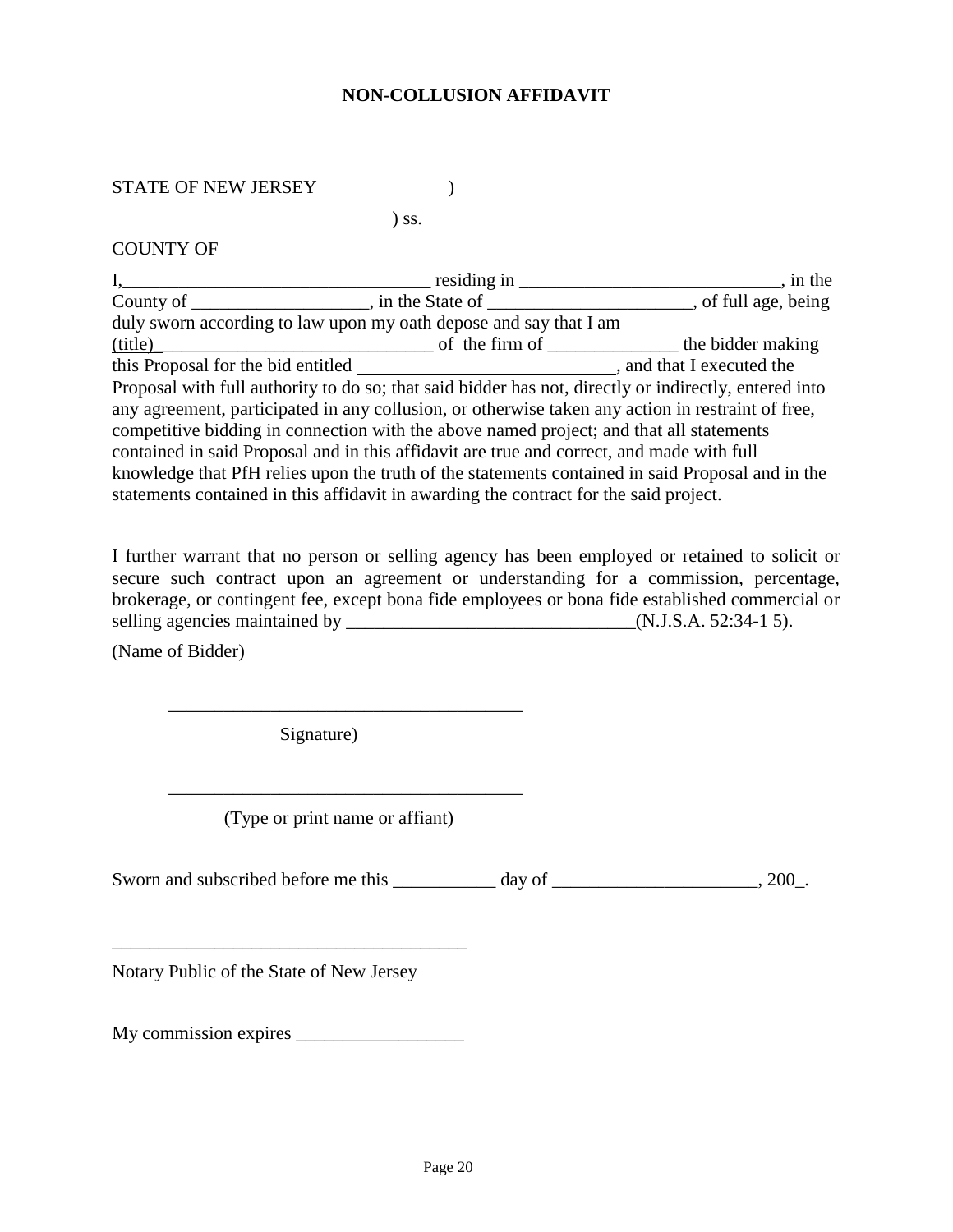**NON-COLLUSION AFFIDAVIT**

STATE OF NEW JERSEY )

) ss.

COUNTY OF

I,________________________________ residing in ___________________________, in the County of __________________, in the State of _____________________, of full age, being duly sworn according to law upon my oath depose and say that I am (title)______________________________ of the firm of ______________ the bidder making this Proposal for the bid entitled ___________________________, and that I executed the Proposal with full authority to do so; that said bidder has not, directly or indirectly, entered into any agreement, participated in any collusion, or otherwise taken any action in restraint of free, competitive bidding in connection with the above named project; and that all statements contained in said Proposal and in this affidavit are true and correct, and made with full knowledge that PfH relies upon the truth of the statements contained in said Proposal and in the statements contained in this affidavit in awarding the contract for the said project.

I further warrant that no person or selling agency has been employed or retained to solicit or secure such contract upon an agreement or understanding for a commission, percentage, brokerage, or contingent fee, except bona fide employees or bona fide established commercial or selling agencies maintained by ______________________________(N.J.S.A. 52:34-1 5).

(Name of Bidder)

______________________________________

Signature)

______________________________________

(Type or print name or affiant)

Sworn and subscribed before me this ___________ day of _____________________, 200_.

______________________________________

Notary Public of the State of New Jersey

My commission expires __________________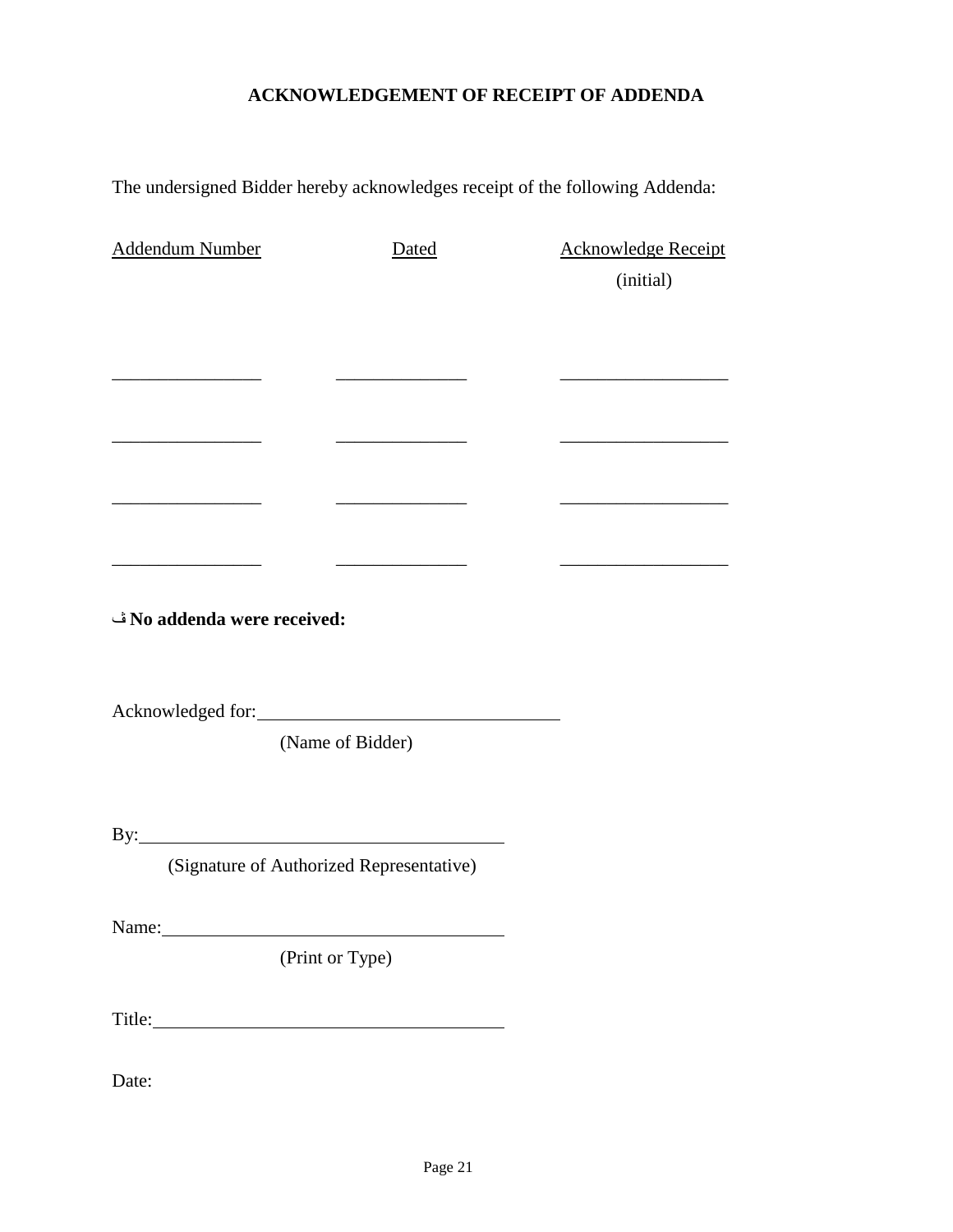**ACKNOWLEDGEMENT OF RECEIPT OF ADDENDA**

The undersigned Bidder hereby acknowledges receipt of the following Addenda:

| Addendum Number | Dated | Acknowledge Receipt (initial) |
|---|---|---|
| ________________ | ______________ | __________________ |
| ________________ | ______________ | __________________ |
| ________________ | ______________ | __________________ |
| ________________ | ______________ | __________________ |

ڤ **No addenda were received:**

Acknowledged for: ________________________________
(Name of Bidder)

By: ________________________________________
(Signature of Authorized Representative)

Name: _____________________________________
(Print or Type)

Title: ______________________________________

Date: